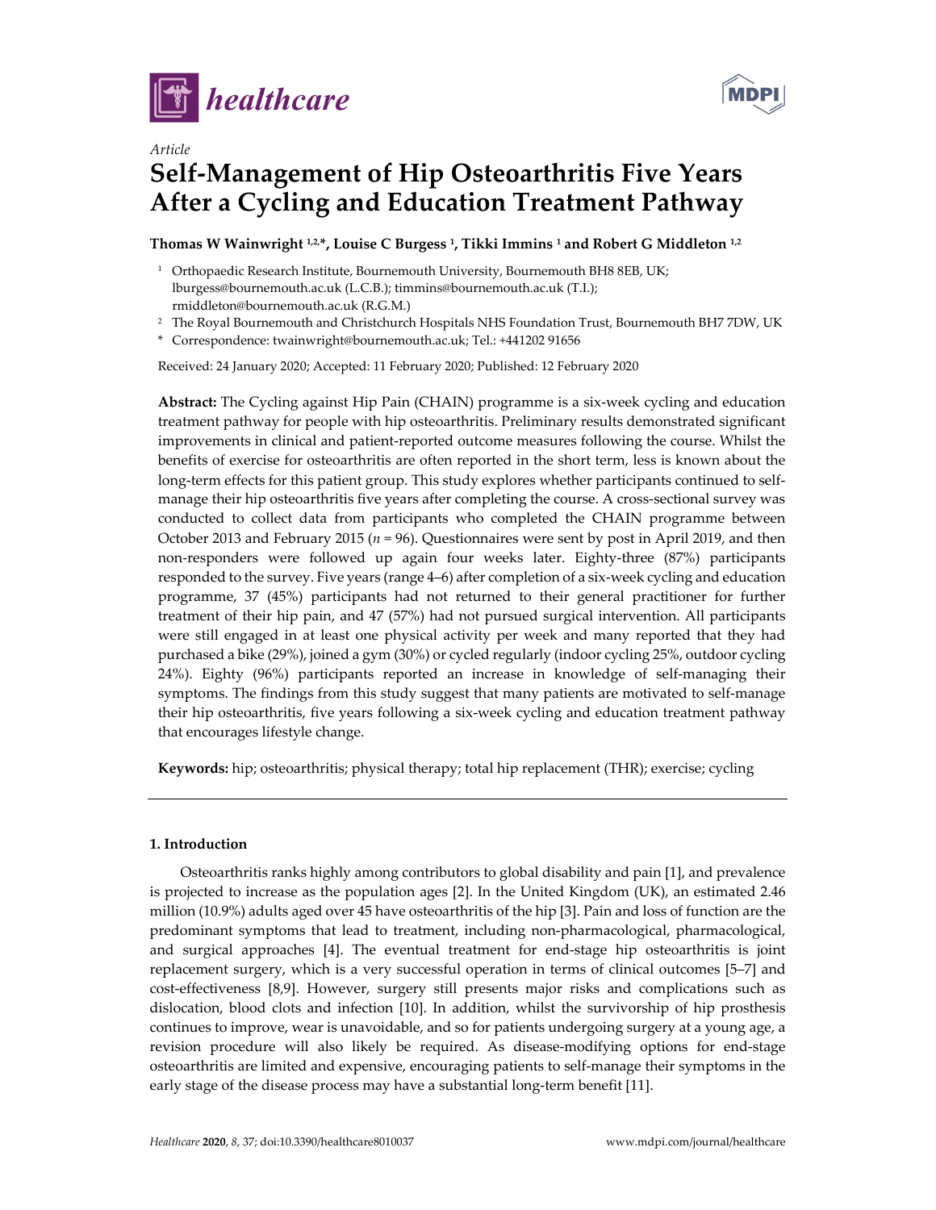*Article*

# Self-Management of Hip Osteoarthritis Five Years After a Cycling and Education Treatment Pathway

**Thomas W Wainwright [1,2,*], Louise C Burgess [1], Tikki Immins [1] and Robert G Middleton [1,2]**

[1] Orthopaedic Research Institute, Bournemouth University, Bournemouth BH8 8EB, UK; lburgess@bournemouth.ac.uk (L.C.B.); timmins@bournemouth.ac.uk (T.I.); rmiddleton@bournemouth.ac.uk (R.G.M.)

[2] The Royal Bournemouth and Christchurch Hospitals NHS Foundation Trust, Bournemouth BH7 7DW, UK

[*] Correspondence: twainwright@bournemouth.ac.uk; Tel.: +441202 91656

Received: 24 January 2020; Accepted: 11 February 2020; Published: 12 February 2020

**Abstract:** The Cycling against Hip Pain (CHAIN) programme is a six-week cycling and education treatment pathway for people with hip osteoarthritis. Preliminary results demonstrated significant improvements in clinical and patient-reported outcome measures following the course. Whilst the benefits of exercise for osteoarthritis are often reported in the short term, less is known about the long-term effects for this patient group. This study explores whether participants continued to self-manage their hip osteoarthritis five years after completing the course. A cross-sectional survey was conducted to collect data from participants who completed the CHAIN programme between October 2013 and February 2015 ($n = 96$). Questionnaires were sent by post in April 2019, and then non-responders were followed up again four weeks later. Eighty-three (87%) participants responded to the survey. Five years (range 4–6) after completion of a six-week cycling and education programme, 37 (45%) participants had not returned to their general practitioner for further treatment of their hip pain, and 47 (57%) had not pursued surgical intervention. All participants were still engaged in at least one physical activity per week and many reported that they had purchased a bike (29%), joined a gym (30%) or cycled regularly (indoor cycling 25%, outdoor cycling 24%). Eighty (96%) participants reported an increase in knowledge of self-managing their symptoms. The findings from this study suggest that many patients are motivated to self-manage their hip osteoarthritis, five years following a six-week cycling and education treatment pathway that encourages lifestyle change.

**Keywords:** hip; osteoarthritis; physical therapy; total hip replacement (THR); exercise; cycling

## 1. Introduction

Osteoarthritis ranks highly among contributors to global disability and pain [1], and prevalence is projected to increase as the population ages [2]. In the United Kingdom (UK), an estimated 2.46 million (10.9%) adults aged over 45 have osteoarthritis of the hip [3]. Pain and loss of function are the predominant symptoms that lead to treatment, including non-pharmacological, pharmacological, and surgical approaches [4]. The eventual treatment for end-stage hip osteoarthritis is joint replacement surgery, which is a very successful operation in terms of clinical outcomes [5–7] and cost-effectiveness [8,9]. However, surgery still presents major risks and complications such as dislocation, blood clots and infection [10]. In addition, whilst the survivorship of hip prosthesis continues to improve, wear is unavoidable, and so for patients undergoing surgery at a young age, a revision procedure will also likely be required. As disease-modifying options for end-stage osteoarthritis are limited and expensive, encouraging patients to self-manage their symptoms in the early stage of the disease process may have a substantial long-term benefit [11].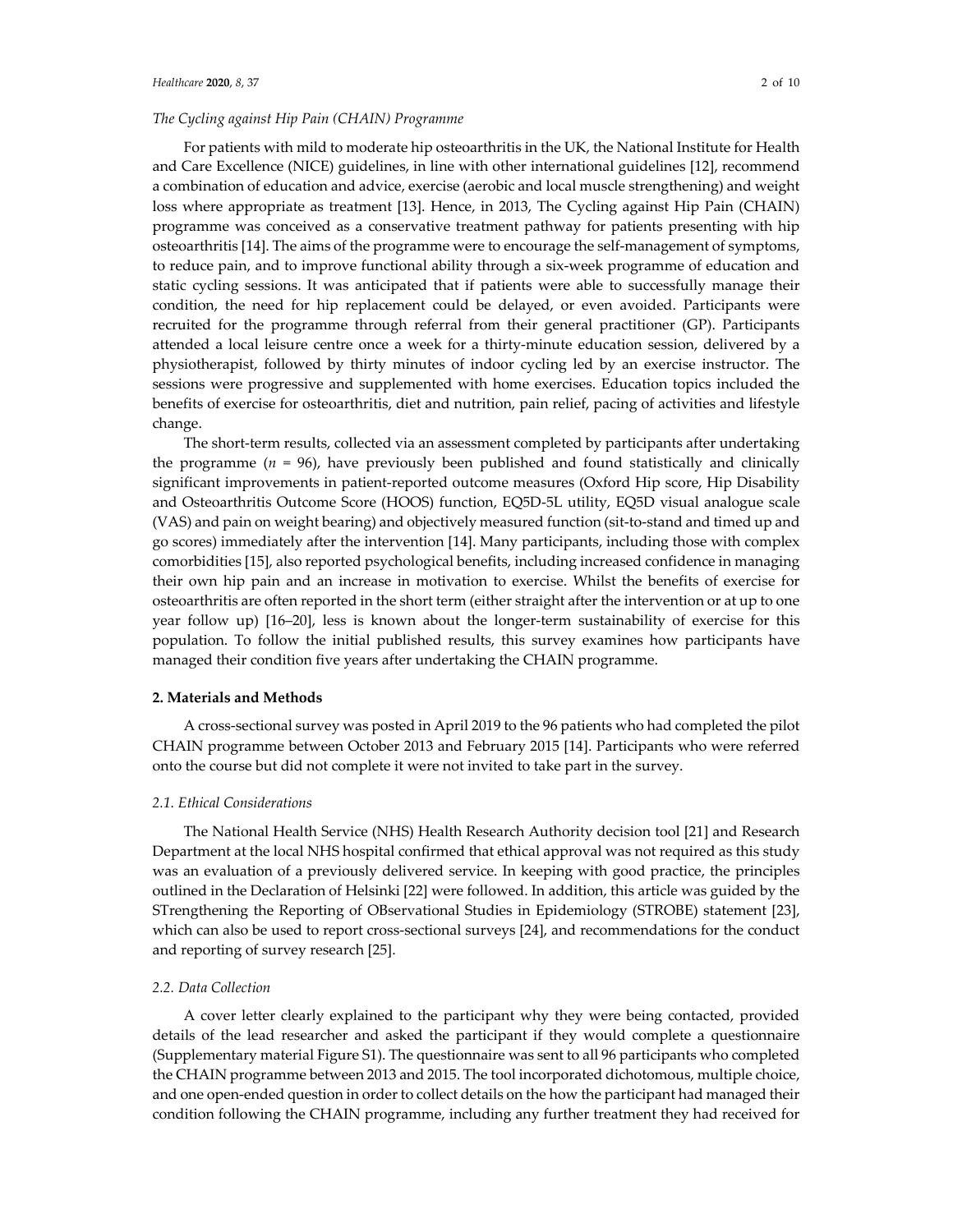*The Cycling against Hip Pain (CHAIN) Programme*

For patients with mild to moderate hip osteoarthritis in the UK, the National Institute for Health and Care Excellence (NICE) guidelines, in line with other international guidelines [12], recommend a combination of education and advice, exercise (aerobic and local muscle strengthening) and weight loss where appropriate as treatment [13]. Hence, in 2013, The Cycling against Hip Pain (CHAIN) programme was conceived as a conservative treatment pathway for patients presenting with hip osteoarthritis [14]. The aims of the programme were to encourage the self-management of symptoms, to reduce pain, and to improve functional ability through a six-week programme of education and static cycling sessions. It was anticipated that if patients were able to successfully manage their condition, the need for hip replacement could be delayed, or even avoided. Participants were recruited for the programme through referral from their general practitioner (GP). Participants attended a local leisure centre once a week for a thirty-minute education session, delivered by a physiotherapist, followed by thirty minutes of indoor cycling led by an exercise instructor. The sessions were progressive and supplemented with home exercises. Education topics included the benefits of exercise for osteoarthritis, diet and nutrition, pain relief, pacing of activities and lifestyle change.

The short-term results, collected via an assessment completed by participants after undertaking the programme ($n$ = 96), have previously been published and found statistically and clinically significant improvements in patient-reported outcome measures (Oxford Hip score, Hip Disability and Osteoarthritis Outcome Score (HOOS) function, EQ5D-5L utility, EQ5D visual analogue scale (VAS) and pain on weight bearing) and objectively measured function (sit-to-stand and timed up and go scores) immediately after the intervention [14]. Many participants, including those with complex comorbidities [15], also reported psychological benefits, including increased confidence in managing their own hip pain and an increase in motivation to exercise. Whilst the benefits of exercise for osteoarthritis are often reported in the short term (either straight after the intervention or at up to one year follow up) [16–20], less is known about the longer-term sustainability of exercise for this population. To follow the initial published results, this survey examines how participants have managed their condition five years after undertaking the CHAIN programme.

## 2. Materials and Methods

A cross-sectional survey was posted in April 2019 to the 96 patients who had completed the pilot CHAIN programme between October 2013 and February 2015 [14]. Participants who were referred onto the course but did not complete it were not invited to take part in the survey.

### 2.1. Ethical Considerations

The National Health Service (NHS) Health Research Authority decision tool [21] and Research Department at the local NHS hospital confirmed that ethical approval was not required as this study was an evaluation of a previously delivered service. In keeping with good practice, the principles outlined in the Declaration of Helsinki [22] were followed. In addition, this article was guided by the STrengthening the Reporting of OBservational Studies in Epidemiology (STROBE) statement [23], which can also be used to report cross-sectional surveys [24], and recommendations for the conduct and reporting of survey research [25].

### 2.2. Data Collection

A cover letter clearly explained to the participant why they were being contacted, provided details of the lead researcher and asked the participant if they would complete a questionnaire (Supplementary material Figure S1). The questionnaire was sent to all 96 participants who completed the CHAIN programme between 2013 and 2015. The tool incorporated dichotomous, multiple choice, and one open-ended question in order to collect details on the how the participant had managed their condition following the CHAIN programme, including any further treatment they had received for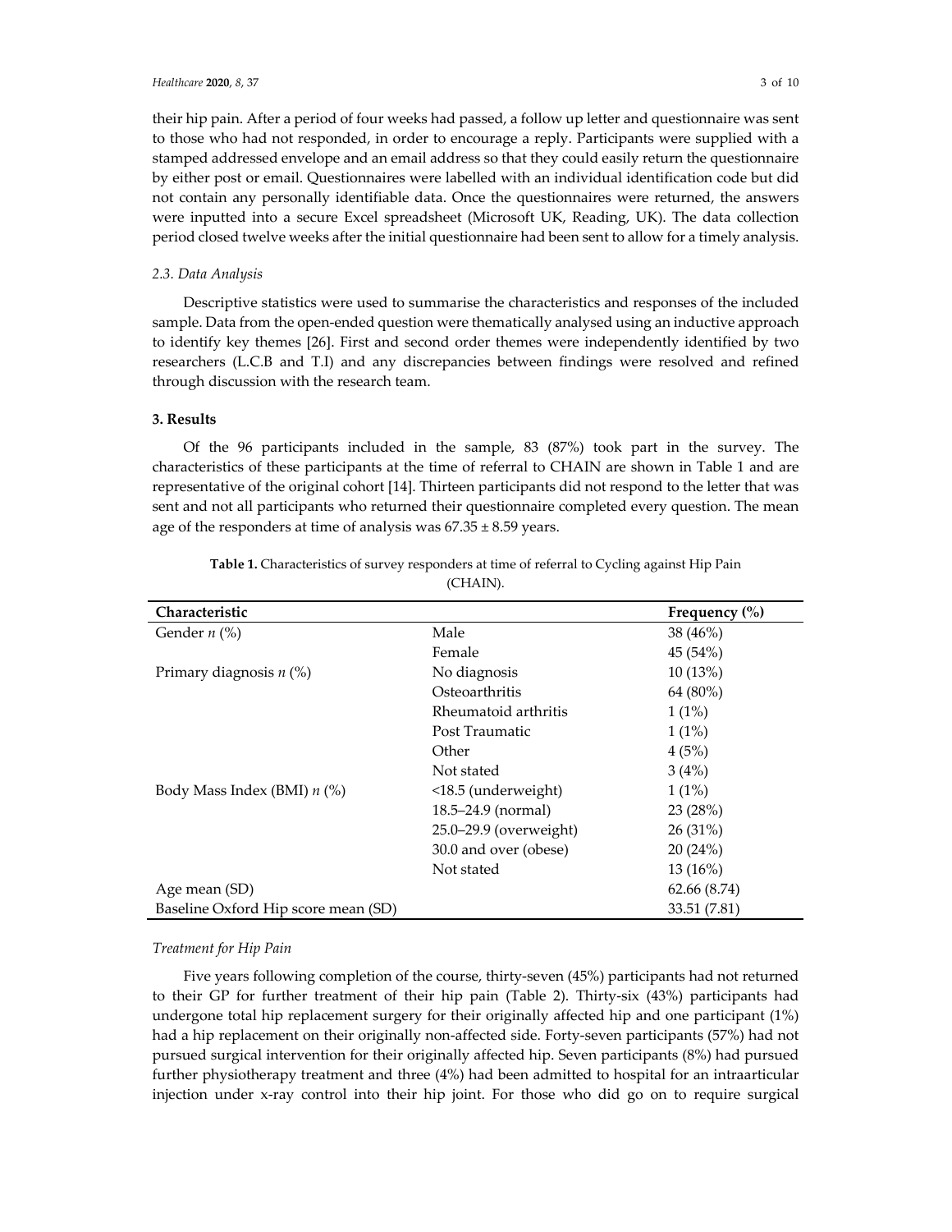their hip pain. After a period of four weeks had passed, a follow up letter and questionnaire was sent to those who had not responded, in order to encourage a reply. Participants were supplied with a stamped addressed envelope and an email address so that they could easily return the questionnaire by either post or email. Questionnaires were labelled with an individual identification code but did not contain any personally identifiable data. Once the questionnaires were returned, the answers were inputted into a secure Excel spreadsheet (Microsoft UK, Reading, UK). The data collection period closed twelve weeks after the initial questionnaire had been sent to allow for a timely analysis.

### *2.3. Data Analysis*

Descriptive statistics were used to summarise the characteristics and responses of the included sample. Data from the open-ended question were thematically analysed using an inductive approach to identify key themes [26]. First and second order themes were independently identified by two researchers (L.C.B and T.I) and any discrepancies between findings were resolved and refined through discussion with the research team.

## **3. Results**

Of the 96 participants included in the sample, 83 (87%) took part in the survey. The characteristics of these participants at the time of referral to CHAIN are shown in Table 1 and are representative of the original cohort [14]. Thirteen participants did not respond to the letter that was sent and not all participants who returned their questionnaire completed every question. The mean age of the responders at time of analysis was 67.35 ± 8.59 years.

**Table 1.** Characteristics of survey responders at time of referral to Cycling against Hip Pain (CHAIN).

| Characteristic | | Frequency (%) |
|---|---|---|
| Gender *n* (%) | Male | 38 (46%) |
| | Female | 45 (54%) |
| Primary diagnosis *n* (%) | No diagnosis | 10 (13%) |
| | Osteoarthritis | 64 (80%) |
| | Rheumatoid arthritis | 1 (1%) |
| | Post Traumatic | 1 (1%) |
| | Other | 4 (5%) |
| | Not stated | 3 (4%) |
| Body Mass Index (BMI) *n* (%) | <18.5 (underweight) | 1 (1%) |
| | 18.5–24.9 (normal) | 23 (28%) |
| | 25.0–29.9 (overweight) | 26 (31%) |
| | 30.0 and over (obese) | 20 (24%) |
| | Not stated | 13 (16%) |
| Age mean (SD) | | 62.66 (8.74) |
| Baseline Oxford Hip score mean (SD) | | 33.51 (7.81) |

### *Treatment for Hip Pain*

Five years following completion of the course, thirty-seven (45%) participants had not returned to their GP for further treatment of their hip pain (Table 2). Thirty-six (43%) participants had undergone total hip replacement surgery for their originally affected hip and one participant (1%) had a hip replacement on their originally non-affected side. Forty-seven participants (57%) had not pursued surgical intervention for their originally affected hip. Seven participants (8%) had pursued further physiotherapy treatment and three (4%) had been admitted to hospital for an intraarticular injection under x-ray control into their hip joint. For those who did go on to require surgical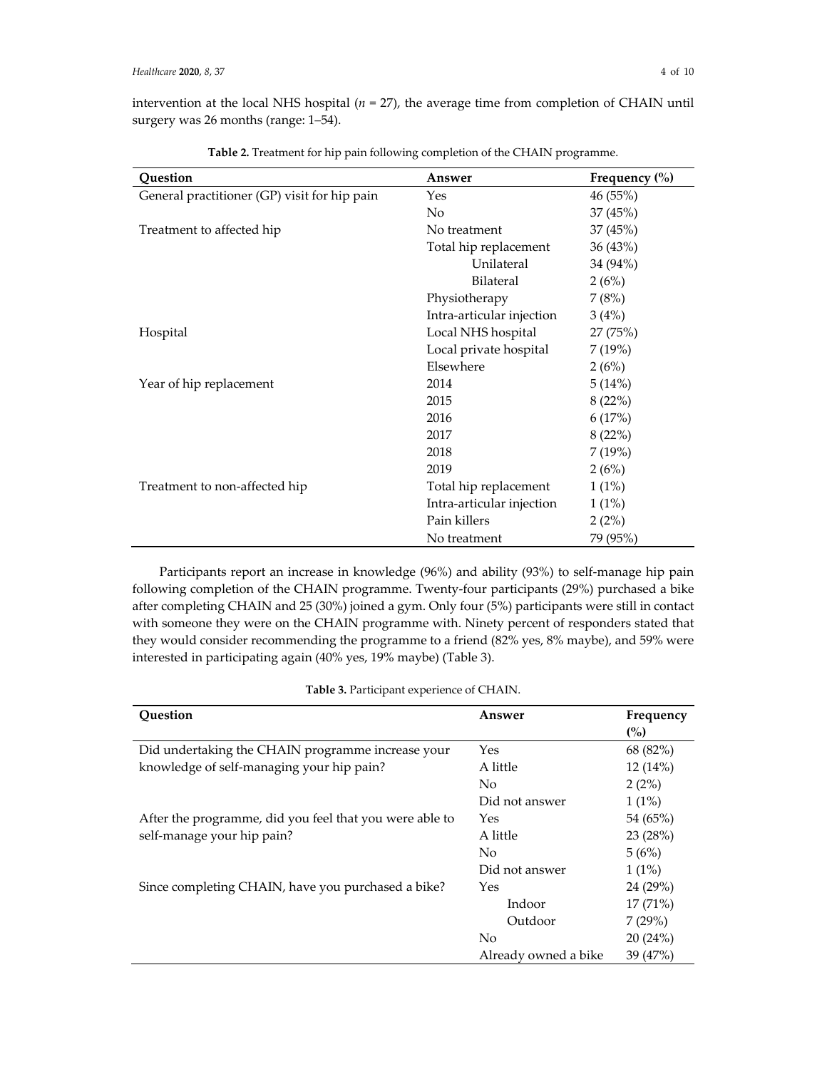intervention at the local NHS hospital ($n$ = 27), the average time from completion of CHAIN until surgery was 26 months (range: 1–54).

**Table 2.** Treatment for hip pain following completion of the CHAIN programme.

| Question | Answer | Frequency (%) |
|---|---|---|
| General practitioner (GP) visit for hip pain | Yes | 46 (55%) |
| | No | 37 (45%) |
| Treatment to affected hip | No treatment | 37 (45%) |
| | Total hip replacement | 36 (43%) |
| | Unilateral | 34 (94%) |
| | Bilateral | 2 (6%) |
| | Physiotherapy | 7 (8%) |
| | Intra-articular injection | 3 (4%) |
| Hospital | Local NHS hospital | 27 (75%) |
| | Local private hospital | 7 (19%) |
| | Elsewhere | 2 (6%) |
| Year of hip replacement | 2014 | 5 (14%) |
| | 2015 | 8 (22%) |
| | 2016 | 6 (17%) |
| | 2017 | 8 (22%) |
| | 2018 | 7 (19%) |
| | 2019 | 2 (6%) |
| Treatment to non-affected hip | Total hip replacement | 1 (1%) |
| | Intra-articular injection | 1 (1%) |
| | Pain killers | 2 (2%) |
| | No treatment | 79 (95%) |

Participants report an increase in knowledge (96%) and ability (93%) to self-manage hip pain following completion of the CHAIN programme. Twenty-four participants (29%) purchased a bike after completing CHAIN and 25 (30%) joined a gym. Only four (5%) participants were still in contact with someone they were on the CHAIN programme with. Ninety percent of responders stated that they would consider recommending the programme to a friend (82% yes, 8% maybe), and 59% were interested in participating again (40% yes, 19% maybe) (Table 3).

**Table 3.** Participant experience of CHAIN.

| Question | Answer | Frequency (%) |
|---|---|---|
| Did undertaking the CHAIN programme increase your knowledge of self-managing your hip pain? | Yes | 68 (82%) |
| | A little | 12 (14%) |
| | No | 2 (2%) |
| | Did not answer | 1 (1%) |
| After the programme, did you feel that you were able to self-manage your hip pain? | Yes | 54 (65%) |
| | A little | 23 (28%) |
| | No | 5 (6%) |
| | Did not answer | 1 (1%) |
| Since completing CHAIN, have you purchased a bike? | Yes | 24 (29%) |
| | Indoor | 17 (71%) |
| | Outdoor | 7 (29%) |
| | No | 20 (24%) |
| | Already owned a bike | 39 (47%) |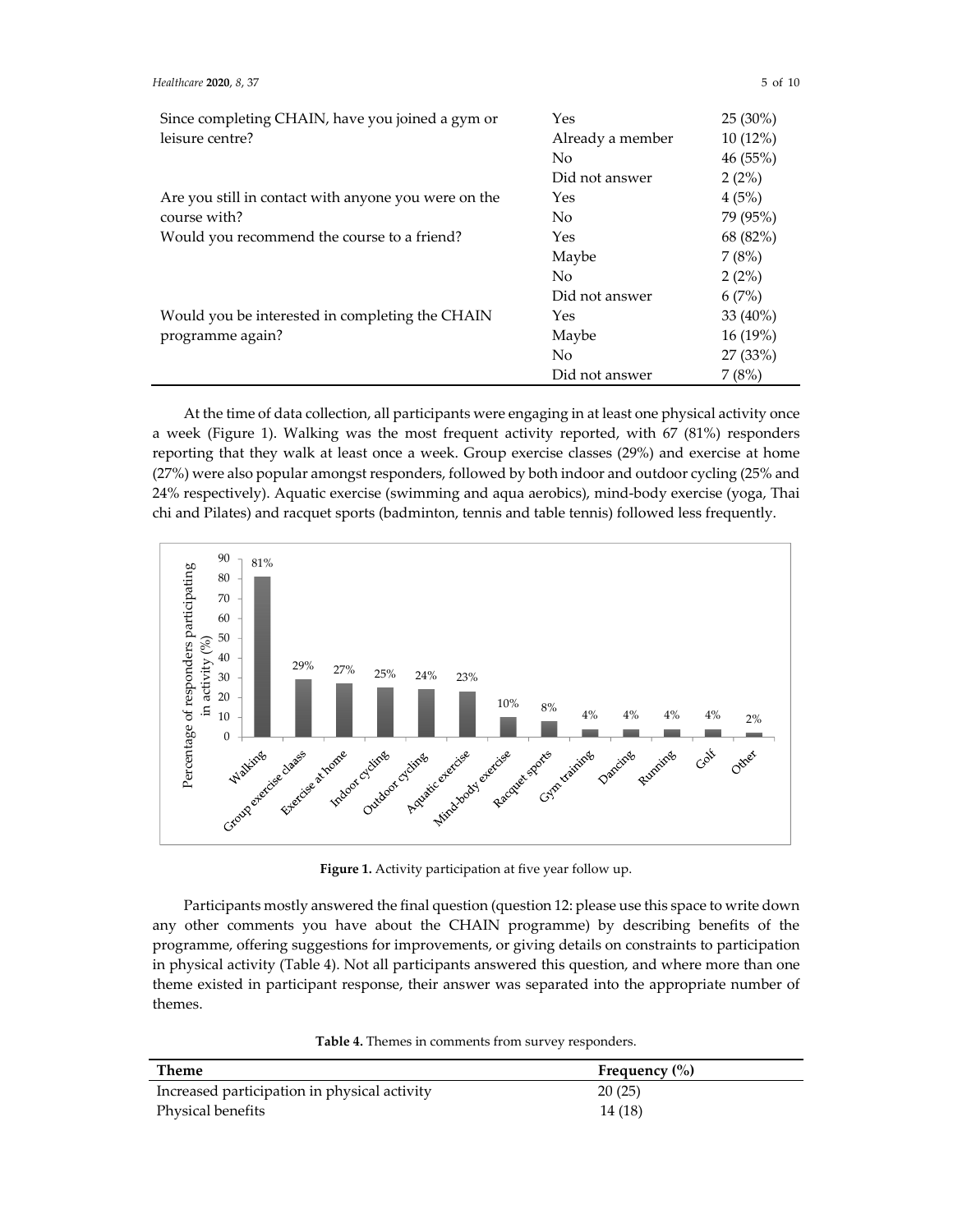| | | |
|---|---|---|
| Since completing CHAIN, have you joined a gym or leisure centre? | Yes | 25 (30%) |
| | Already a member | 10 (12%) |
| | No | 46 (55%) |
| | Did not answer | 2 (2%) |
| Are you still in contact with anyone you were on the course with? | Yes | 4 (5%) |
| | No | 79 (95%) |
| Would you recommend the course to a friend? | Yes | 68 (82%) |
| | Maybe | 7 (8%) |
| | No | 2 (2%) |
| | Did not answer | 6 (7%) |
| Would you be interested in completing the CHAIN programme again? | Yes | 33 (40%) |
| | Maybe | 16 (19%) |
| | No | 27 (33%) |
| | Did not answer | 7 (8%) |

At the time of data collection, all participants were engaging in at least one physical activity once a week (Figure 1). Walking was the most frequent activity reported, with 67 (81%) responders reporting that they walk at least once a week. Group exercise classes (29%) and exercise at home (27%) were also popular amongst responders, followed by both indoor and outdoor cycling (25% and 24% respectively). Aquatic exercise (swimming and aqua aerobics), mind-body exercise (yoga, Thai chi and Pilates) and racquet sports (badminton, tennis and table tennis) followed less frequently.

**Figure 1.** Activity participation at five year follow up.

Participants mostly answered the final question (question 12: please use this space to write down any other comments you have about the CHAIN programme) by describing benefits of the programme, offering suggestions for improvements, or giving details on constraints to participation in physical activity (Table 4). Not all participants answered this question, and where more than one theme existed in participant response, their answer was separated into the appropriate number of themes.

**Table 4.** Themes in comments from survey responders.

| Theme | Frequency (%) |
|---|---|
| Increased participation in physical activity | 20 (25) |
| Physical benefits | 14 (18) |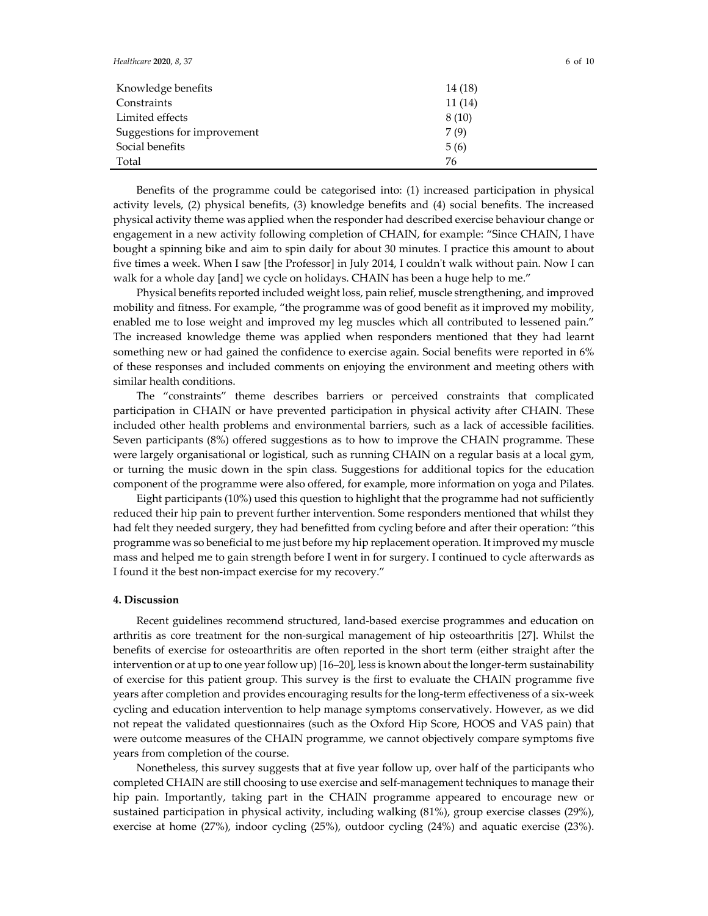| | |
|---|---|
| Knowledge benefits | 14 (18) |
| Constraints | 11 (14) |
| Limited effects | 8 (10) |
| Suggestions for improvement | 7 (9) |
| Social benefits | 5 (6) |
| Total | 76 |

Benefits of the programme could be categorised into: (1) increased participation in physical activity levels, (2) physical benefits, (3) knowledge benefits and (4) social benefits. The increased physical activity theme was applied when the responder had described exercise behaviour change or engagement in a new activity following completion of CHAIN, for example: "Since CHAIN, I have bought a spinning bike and aim to spin daily for about 30 minutes. I practice this amount to about five times a week. When I saw [the Professor] in July 2014, I couldn't walk without pain. Now I can walk for a whole day [and] we cycle on holidays. CHAIN has been a huge help to me."

Physical benefits reported included weight loss, pain relief, muscle strengthening, and improved mobility and fitness. For example, "the programme was of good benefit as it improved my mobility, enabled me to lose weight and improved my leg muscles which all contributed to lessened pain." The increased knowledge theme was applied when responders mentioned that they had learnt something new or had gained the confidence to exercise again. Social benefits were reported in 6% of these responses and included comments on enjoying the environment and meeting others with similar health conditions.

The "constraints" theme describes barriers or perceived constraints that complicated participation in CHAIN or have prevented participation in physical activity after CHAIN. These included other health problems and environmental barriers, such as a lack of accessible facilities. Seven participants (8%) offered suggestions as to how to improve the CHAIN programme. These were largely organisational or logistical, such as running CHAIN on a regular basis at a local gym, or turning the music down in the spin class. Suggestions for additional topics for the education component of the programme were also offered, for example, more information on yoga and Pilates.

Eight participants (10%) used this question to highlight that the programme had not sufficiently reduced their hip pain to prevent further intervention. Some responders mentioned that whilst they had felt they needed surgery, they had benefitted from cycling before and after their operation: "this programme was so beneficial to me just before my hip replacement operation. It improved my muscle mass and helped me to gain strength before I went in for surgery. I continued to cycle afterwards as I found it the best non-impact exercise for my recovery."

## 4. Discussion

Recent guidelines recommend structured, land-based exercise programmes and education on arthritis as core treatment for the non-surgical management of hip osteoarthritis [27]. Whilst the benefits of exercise for osteoarthritis are often reported in the short term (either straight after the intervention or at up to one year follow up) [16–20], less is known about the longer-term sustainability of exercise for this patient group. This survey is the first to evaluate the CHAIN programme five years after completion and provides encouraging results for the long-term effectiveness of a six-week cycling and education intervention to help manage symptoms conservatively. However, as we did not repeat the validated questionnaires (such as the Oxford Hip Score, HOOS and VAS pain) that were outcome measures of the CHAIN programme, we cannot objectively compare symptoms five years from completion of the course.

Nonetheless, this survey suggests that at five year follow up, over half of the participants who completed CHAIN are still choosing to use exercise and self-management techniques to manage their hip pain. Importantly, taking part in the CHAIN programme appeared to encourage new or sustained participation in physical activity, including walking (81%), group exercise classes (29%), exercise at home (27%), indoor cycling (25%), outdoor cycling (24%) and aquatic exercise (23%).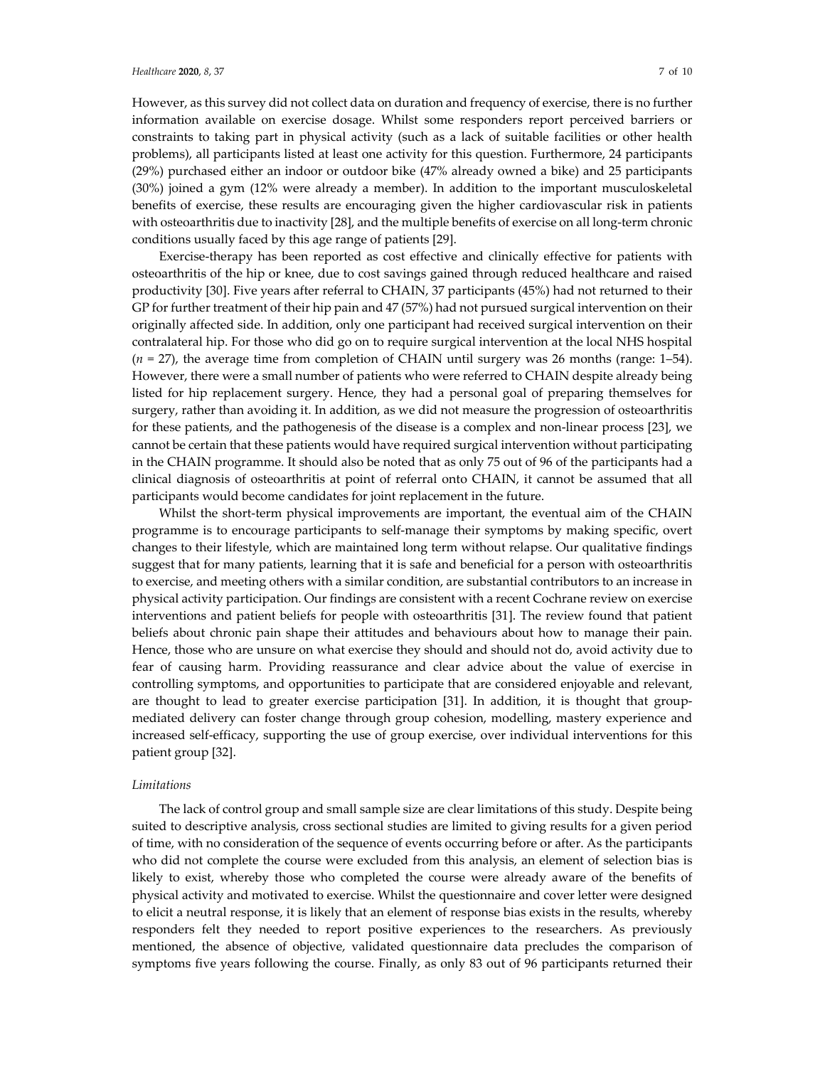However, as this survey did not collect data on duration and frequency of exercise, there is no further information available on exercise dosage. Whilst some responders report perceived barriers or constraints to taking part in physical activity (such as a lack of suitable facilities or other health problems), all participants listed at least one activity for this question. Furthermore, 24 participants (29%) purchased either an indoor or outdoor bike (47% already owned a bike) and 25 participants (30%) joined a gym (12% were already a member). In addition to the important musculoskeletal benefits of exercise, these results are encouraging given the higher cardiovascular risk in patients with osteoarthritis due to inactivity [28], and the multiple benefits of exercise on all long-term chronic conditions usually faced by this age range of patients [29].

Exercise-therapy has been reported as cost effective and clinically effective for patients with osteoarthritis of the hip or knee, due to cost savings gained through reduced healthcare and raised productivity [30]. Five years after referral to CHAIN, 37 participants (45%) had not returned to their GP for further treatment of their hip pain and 47 (57%) had not pursued surgical intervention on their originally affected side. In addition, only one participant had received surgical intervention on their contralateral hip. For those who did go on to require surgical intervention at the local NHS hospital ($n$ = 27), the average time from completion of CHAIN until surgery was 26 months (range: 1–54). However, there were a small number of patients who were referred to CHAIN despite already being listed for hip replacement surgery. Hence, they had a personal goal of preparing themselves for surgery, rather than avoiding it. In addition, as we did not measure the progression of osteoarthritis for these patients, and the pathogenesis of the disease is a complex and non-linear process [23], we cannot be certain that these patients would have required surgical intervention without participating in the CHAIN programme. It should also be noted that as only 75 out of 96 of the participants had a clinical diagnosis of osteoarthritis at point of referral onto CHAIN, it cannot be assumed that all participants would become candidates for joint replacement in the future.

Whilst the short-term physical improvements are important, the eventual aim of the CHAIN programme is to encourage participants to self-manage their symptoms by making specific, overt changes to their lifestyle, which are maintained long term without relapse. Our qualitative findings suggest that for many patients, learning that it is safe and beneficial for a person with osteoarthritis to exercise, and meeting others with a similar condition, are substantial contributors to an increase in physical activity participation. Our findings are consistent with a recent Cochrane review on exercise interventions and patient beliefs for people with osteoarthritis [31]. The review found that patient beliefs about chronic pain shape their attitudes and behaviours about how to manage their pain. Hence, those who are unsure on what exercise they should and should not do, avoid activity due to fear of causing harm. Providing reassurance and clear advice about the value of exercise in controlling symptoms, and opportunities to participate that are considered enjoyable and relevant, are thought to lead to greater exercise participation [31]. In addition, it is thought that group-mediated delivery can foster change through group cohesion, modelling, mastery experience and increased self-efficacy, supporting the use of group exercise, over individual interventions for this patient group [32].

*Limitations*

The lack of control group and small sample size are clear limitations of this study. Despite being suited to descriptive analysis, cross sectional studies are limited to giving results for a given period of time, with no consideration of the sequence of events occurring before or after. As the participants who did not complete the course were excluded from this analysis, an element of selection bias is likely to exist, whereby those who completed the course were already aware of the benefits of physical activity and motivated to exercise. Whilst the questionnaire and cover letter were designed to elicit a neutral response, it is likely that an element of response bias exists in the results, whereby responders felt they needed to report positive experiences to the researchers. As previously mentioned, the absence of objective, validated questionnaire data precludes the comparison of symptoms five years following the course. Finally, as only 83 out of 96 participants returned their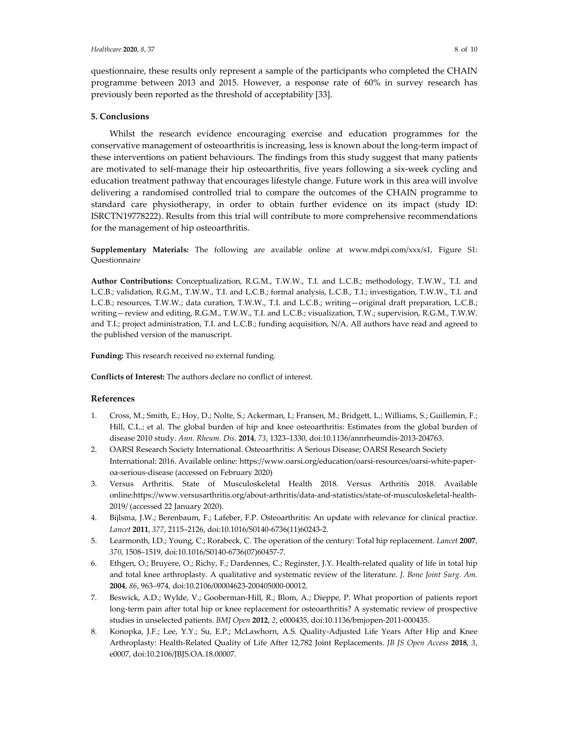questionnaire, these results only represent a sample of the participants who completed the CHAIN programme between 2013 and 2015. However, a response rate of 60% in survey research has previously been reported as the threshold of acceptability [33].

## 5. Conclusions

Whilst the research evidence encouraging exercise and education programmes for the conservative management of osteoarthritis is increasing, less is known about the long-term impact of these interventions on patient behaviours. The findings from this study suggest that many patients are motivated to self-manage their hip osteoarthritis, five years following a six-week cycling and education treatment pathway that encourages lifestyle change. Future work in this area will involve delivering a randomised controlled trial to compare the outcomes of the CHAIN programme to standard care physiotherapy, in order to obtain further evidence on its impact (study ID: ISRCTN19778222). Results from this trial will contribute to more comprehensive recommendations for the management of hip osteoarthritis.

**Supplementary Materials:** The following are available online at www.mdpi.com/xxx/s1, Figure S1: Questionnaire

**Author Contributions:** Conceptualization, R.G.M., T.W.W., T.I. and L.C.B.; methodology, T.W.W., T.I. and L.C.B.; validation, R.G.M., T.W.W., T.I. and L.C.B.; formal analysis, L.C.B., T.I.; investigation, T.W.W., T.I. and L.C.B.; resources, T.W.W.; data curation, T.W.W., T.I. and L.C.B.; writing—original draft preparation, L.C.B.; writing—review and editing, R.G.M., T.W.W., T.I. and L.C.B.; visualization, T.W.; supervision, R.G.M., T.W.W. and T.I.; project administration, T.I. and L.C.B.; funding acquisition, N/A. All authors have read and agreed to the published version of the manuscript.

**Funding:** This research received no external funding.

**Conflicts of Interest:** The authors declare no conflict of interest.

## References

1. Cross, M.; Smith, E.; Hoy, D.; Nolte, S.; Ackerman, I.; Fransen, M.; Bridgett, L.; Williams, S.; Guillemin, F.; Hill, C.L.; et al. The global burden of hip and knee osteoarthritis: Estimates from the global burden of disease 2010 study. *Ann. Rheum. Dis.* **2014**, *73*, 1323–1330, doi:10.1136/annrheumdis-2013-204763.
2. OARSI Research Society International. Osteoarthritis: A Serious Disease; OARSI Research Society International: 2016. Available online: https://www.oarsi.org/education/oarsi-resources/oarsi-white-paper-oa-serious-disease (accessed on February 2020)
3. Versus Arthritis. State of Musculoskeletal Health 2018. Versus Arthritis 2018. Available online:https://www.versusarthritis.org/about-arthritis/data-and-statistics/state-of-musculoskeletal-health-2019/ (accessed 22 January 2020).
4. Bijlsma, J.W.; Berenbaum, F.; Lafeber, F.P. Osteoarthritis: An update with relevance for clinical practice. *Lancet* **2011**, *377*, 2115–2126, doi:10.1016/S0140-6736(11)60243-2.
5. Learmonth, I.D.; Young, C.; Rorabeck, C. The operation of the century: Total hip replacement. *Lancet* **2007**, *370*, 1508–1519, doi:10.1016/S0140-6736(07)60457-7.
6. Ethgen, O.; Bruyere, O.; Richy, F.; Dardennes, C.; Reginster, J.Y. Health-related quality of life in total hip and total knee arthroplasty. A qualitative and systematic review of the literature. *J. Bone Joint Surg. Am.* **2004**, *86*, 963–974, doi:10.2106/00004623-200405000-00012.
7. Beswick, A.D.; Wylde, V.; Gooberman-Hill, R.; Blom, A.; Dieppe, P. What proportion of patients report long-term pain after total hip or knee replacement for osteoarthritis? A systematic review of prospective studies in unselected patients. *BMJ Open* **2012**, *2*, e000435, doi:10.1136/bmjopen-2011-000435.
8. Konopka, J.F.; Lee, Y.Y.; Su, E.P.; McLawhorn, A.S. Quality-Adjusted Life Years After Hip and Knee Arthroplasty: Health-Related Quality of Life After 12,782 Joint Replacements. *JB JS Open Access* **2018**, *3*, e0007, doi:10.2106/JBJS.OA.18.00007.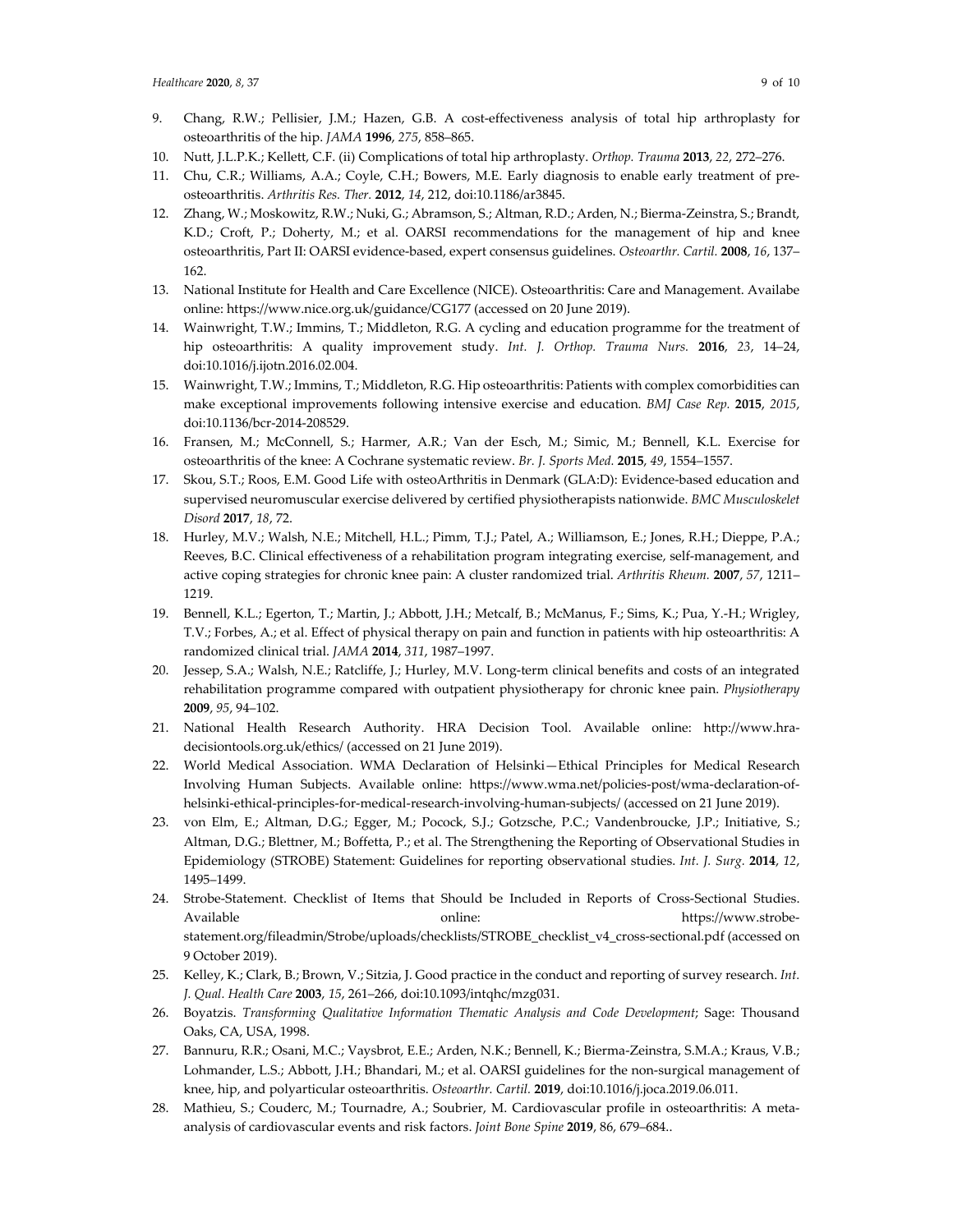9. Chang, R.W.; Pellisier, J.M.; Hazen, G.B. A cost-effectiveness analysis of total hip arthroplasty for osteoarthritis of the hip. *JAMA* **1996**, *275*, 858–865.
10. Nutt, J.L.P.K.; Kellett, C.F. (ii) Complications of total hip arthroplasty. *Orthop. Trauma* **2013**, *22*, 272–276.
11. Chu, C.R.; Williams, A.A.; Coyle, C.H.; Bowers, M.E. Early diagnosis to enable early treatment of pre-osteoarthritis. *Arthritis Res. Ther.* **2012**, *14*, 212, doi:10.1186/ar3845.
12. Zhang, W.; Moskowitz, R.W.; Nuki, G.; Abramson, S.; Altman, R.D.; Arden, N.; Bierma-Zeinstra, S.; Brandt, K.D.; Croft, P.; Doherty, M.; et al. OARSI recommendations for the management of hip and knee osteoarthritis, Part II: OARSI evidence-based, expert consensus guidelines. *Osteoarthr. Cartil.* **2008**, *16*, 137–162.
13. National Institute for Health and Care Excellence (NICE). Osteoarthritis: Care and Management. Availabe online: https://www.nice.org.uk/guidance/CG177 (accessed on 20 June 2019).
14. Wainwright, T.W.; Immins, T.; Middleton, R.G. A cycling and education programme for the treatment of hip osteoarthritis: A quality improvement study. *Int. J. Orthop. Trauma Nurs.* **2016**, *23*, 14–24, doi:10.1016/j.ijotn.2016.02.004.
15. Wainwright, T.W.; Immins, T.; Middleton, R.G. Hip osteoarthritis: Patients with complex comorbidities can make exceptional improvements following intensive exercise and education. *BMJ Case Rep.* **2015**, *2015*, doi:10.1136/bcr-2014-208529.
16. Fransen, M.; McConnell, S.; Harmer, A.R.; Van der Esch, M.; Simic, M.; Bennell, K.L. Exercise for osteoarthritis of the knee: A Cochrane systematic review. *Br. J. Sports Med.* **2015**, *49*, 1554–1557.
17. Skou, S.T.; Roos, E.M. Good Life with osteoArthritis in Denmark (GLA:D): Evidence-based education and supervised neuromuscular exercise delivered by certified physiotherapists nationwide. *BMC Musculoskelet Disord* **2017**, *18*, 72.
18. Hurley, M.V.; Walsh, N.E.; Mitchell, H.L.; Pimm, T.J.; Patel, A.; Williamson, E.; Jones, R.H.; Dieppe, P.A.; Reeves, B.C. Clinical effectiveness of a rehabilitation program integrating exercise, self-management, and active coping strategies for chronic knee pain: A cluster randomized trial. *Arthritis Rheum.* **2007**, *57*, 1211–1219.
19. Bennell, K.L.; Egerton, T.; Martin, J.; Abbott, J.H.; Metcalf, B.; McManus, F.; Sims, K.; Pua, Y.-H.; Wrigley, T.V.; Forbes, A.; et al. Effect of physical therapy on pain and function in patients with hip osteoarthritis: A randomized clinical trial. *JAMA* **2014**, *311*, 1987–1997.
20. Jessep, S.A.; Walsh, N.E.; Ratcliffe, J.; Hurley, M.V. Long-term clinical benefits and costs of an integrated rehabilitation programme compared with outpatient physiotherapy for chronic knee pain. *Physiotherapy* **2009**, *95*, 94–102.
21. National Health Research Authority. HRA Decision Tool. Available online: http://www.hra-decisiontools.org.uk/ethics/ (accessed on 21 June 2019).
22. World Medical Association. WMA Declaration of Helsinki—Ethical Principles for Medical Research Involving Human Subjects. Available online: https://www.wma.net/policies-post/wma-declaration-of-helsinki-ethical-principles-for-medical-research-involving-human-subjects/ (accessed on 21 June 2019).
23. von Elm, E.; Altman, D.G.; Egger, M.; Pocock, S.J.; Gotzsche, P.C.; Vandenbroucke, J.P.; Initiative, S.; Altman, D.G.; Blettner, M.; Boffetta, P.; et al. The Strengthening the Reporting of Observational Studies in Epidemiology (STROBE) Statement: Guidelines for reporting observational studies. *Int. J. Surg.* **2014**, *12*, 1495–1499.
24. Strobe-Statement. Checklist of Items that Should be Included in Reports of Cross-Sectional Studies. Available online: https://www.strobe-statement.org/fileadmin/Strobe/uploads/checklists/STROBE_checklist_v4_cross-sectional.pdf (accessed on 9 October 2019).
25. Kelley, K.; Clark, B.; Brown, V.; Sitzia, J. Good practice in the conduct and reporting of survey research. *Int. J. Qual. Health Care* **2003**, *15*, 261–266, doi:10.1093/intqhc/mzg031.
26. Boyatzis. *Transforming Qualitative Information Thematic Analysis and Code Development*; Sage: Thousand Oaks, CA, USA, 1998.
27. Bannuru, R.R.; Osani, M.C.; Vaysbrot, E.E.; Arden, N.K.; Bennell, K.; Bierma-Zeinstra, S.M.A.; Kraus, V.B.; Lohmander, L.S.; Abbott, J.H.; Bhandari, M.; et al. OARSI guidelines for the non-surgical management of knee, hip, and polyarticular osteoarthritis. *Osteoarthr. Cartil.* **2019**, doi:10.1016/j.joca.2019.06.011.
28. Mathieu, S.; Couderc, M.; Tournadre, A.; Soubrier, M. Cardiovascular profile in osteoarthritis: A meta-analysis of cardiovascular events and risk factors. *Joint Bone Spine* **2019**, 86, 679–684..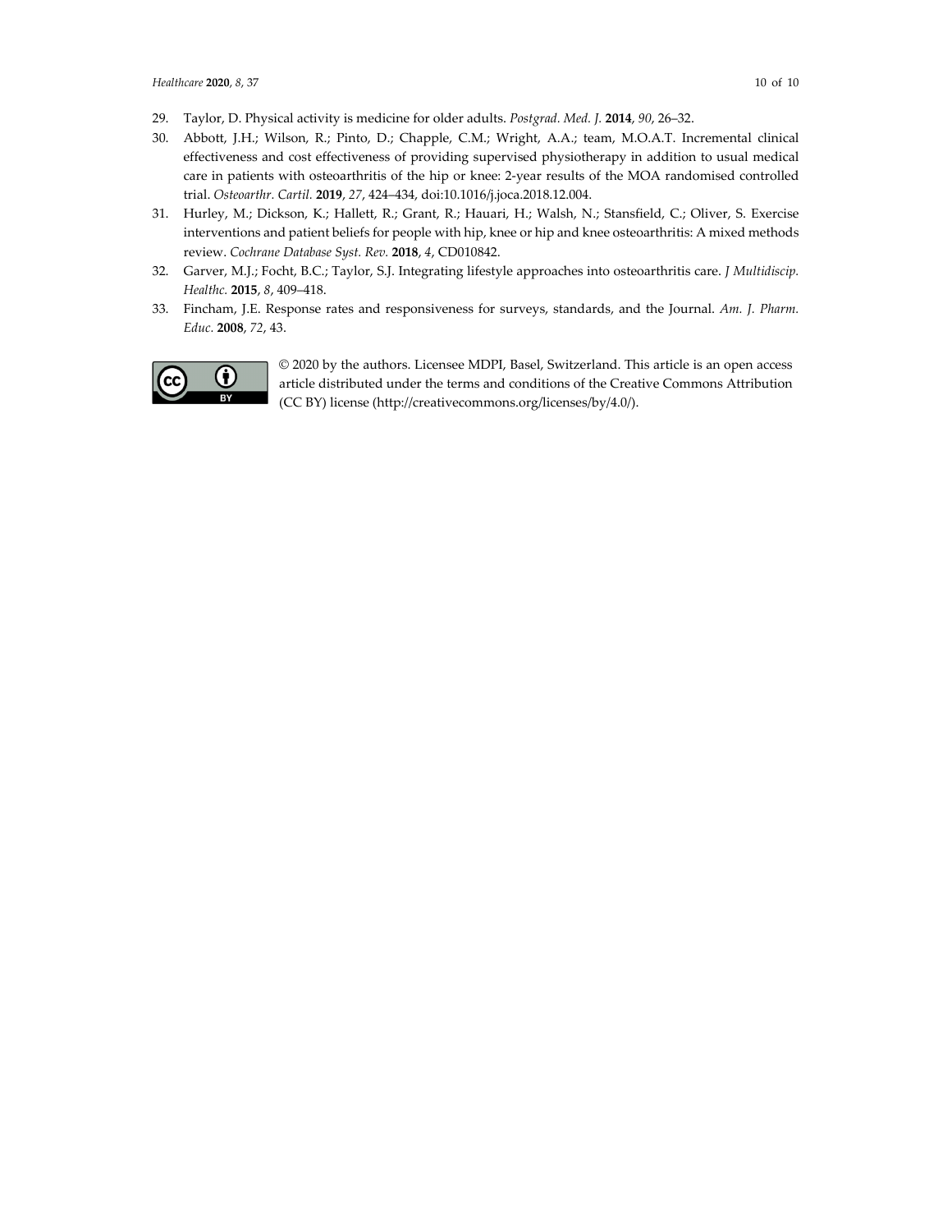29. Taylor, D. Physical activity is medicine for older adults. *Postgrad. Med. J.* **2014**, *90*, 26–32.
30. Abbott, J.H.; Wilson, R.; Pinto, D.; Chapple, C.M.; Wright, A.A.; team, M.O.A.T. Incremental clinical effectiveness and cost effectiveness of providing supervised physiotherapy in addition to usual medical care in patients with osteoarthritis of the hip or knee: 2-year results of the MOA randomised controlled trial. *Osteoarthr. Cartil.* **2019**, *27*, 424–434, doi:10.1016/j.joca.2018.12.004.
31. Hurley, M.; Dickson, K.; Hallett, R.; Grant, R.; Hauari, H.; Walsh, N.; Stansfield, C.; Oliver, S. Exercise interventions and patient beliefs for people with hip, knee or hip and knee osteoarthritis: A mixed methods review. *Cochrane Database Syst. Rev.* **2018**, *4*, CD010842.
32. Garver, M.J.; Focht, B.C.; Taylor, S.J. Integrating lifestyle approaches into osteoarthritis care. *J Multidiscip. Healthc.* **2015**, *8*, 409–418.
33. Fincham, J.E. Response rates and responsiveness for surveys, standards, and the Journal. *Am. J. Pharm. Educ.* **2008**, *72*, 43.

© 2020 by the authors. Licensee MDPI, Basel, Switzerland. This article is an open access article distributed under the terms and conditions of the Creative Commons Attribution (CC BY) license (http://creativecommons.org/licenses/by/4.0/).